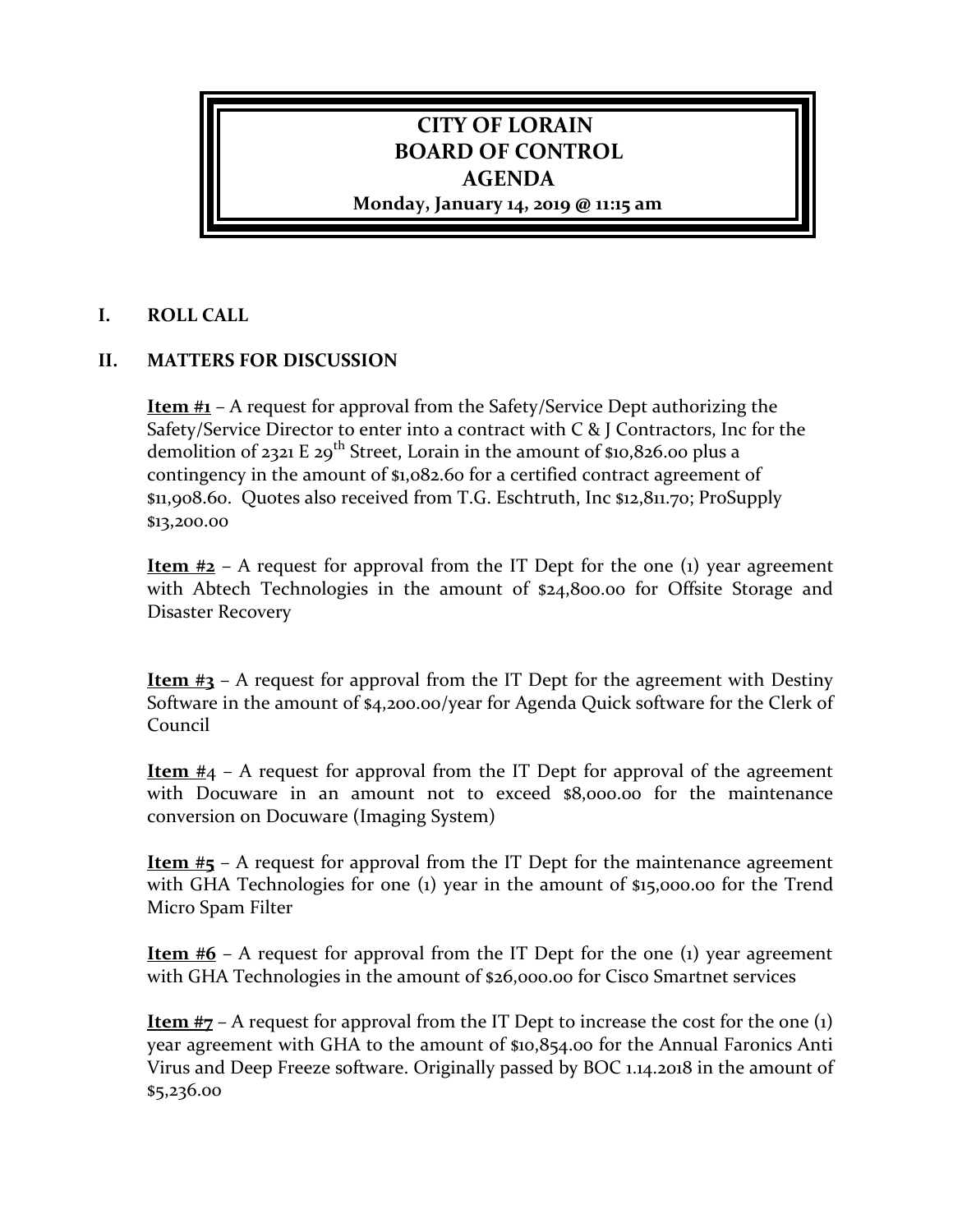# CITY OF LORAIN
# BOARD OF CONTROL
# AGENDA

**Monday, January 14, 2019 @ 11:15 am**

## I. ROLL CALL

## II. MATTERS FOR DISCUSSION

**Item #1** – A request for approval from the Safety/Service Dept authorizing the Safety/Service Director to enter into a contract with C & J Contractors, Inc for the demolition of 2321 E 29th Street, Lorain in the amount of $10,826.00 plus a contingency in the amount of $1,082.60 for a certified contract agreement of $11,908.60. Quotes also received from T.G. Eschtruth, Inc $12,811.70; ProSupply $13,200.00

**Item #2** – A request for approval from the IT Dept for the one (1) year agreement with Abtech Technologies in the amount of $24,800.00 for Offsite Storage and Disaster Recovery

**Item #3** – A request for approval from the IT Dept for the agreement with Destiny Software in the amount of $4,200.00/year for Agenda Quick software for the Clerk of Council

**Item #4** – A request for approval from the IT Dept for approval of the agreement with Docuware in an amount not to exceed $8,000.00 for the maintenance conversion on Docuware (Imaging System)

**Item #5** – A request for approval from the IT Dept for the maintenance agreement with GHA Technologies for one (1) year in the amount of $15,000.00 for the Trend Micro Spam Filter

**Item #6** – A request for approval from the IT Dept for the one (1) year agreement with GHA Technologies in the amount of $26,000.00 for Cisco Smartnet services

**Item #7** – A request for approval from the IT Dept to increase the cost for the one (1) year agreement with GHA to the amount of $10,854.00 for the Annual Faronics Anti Virus and Deep Freeze software. Originally passed by BOC 1.14.2018 in the amount of $5,236.00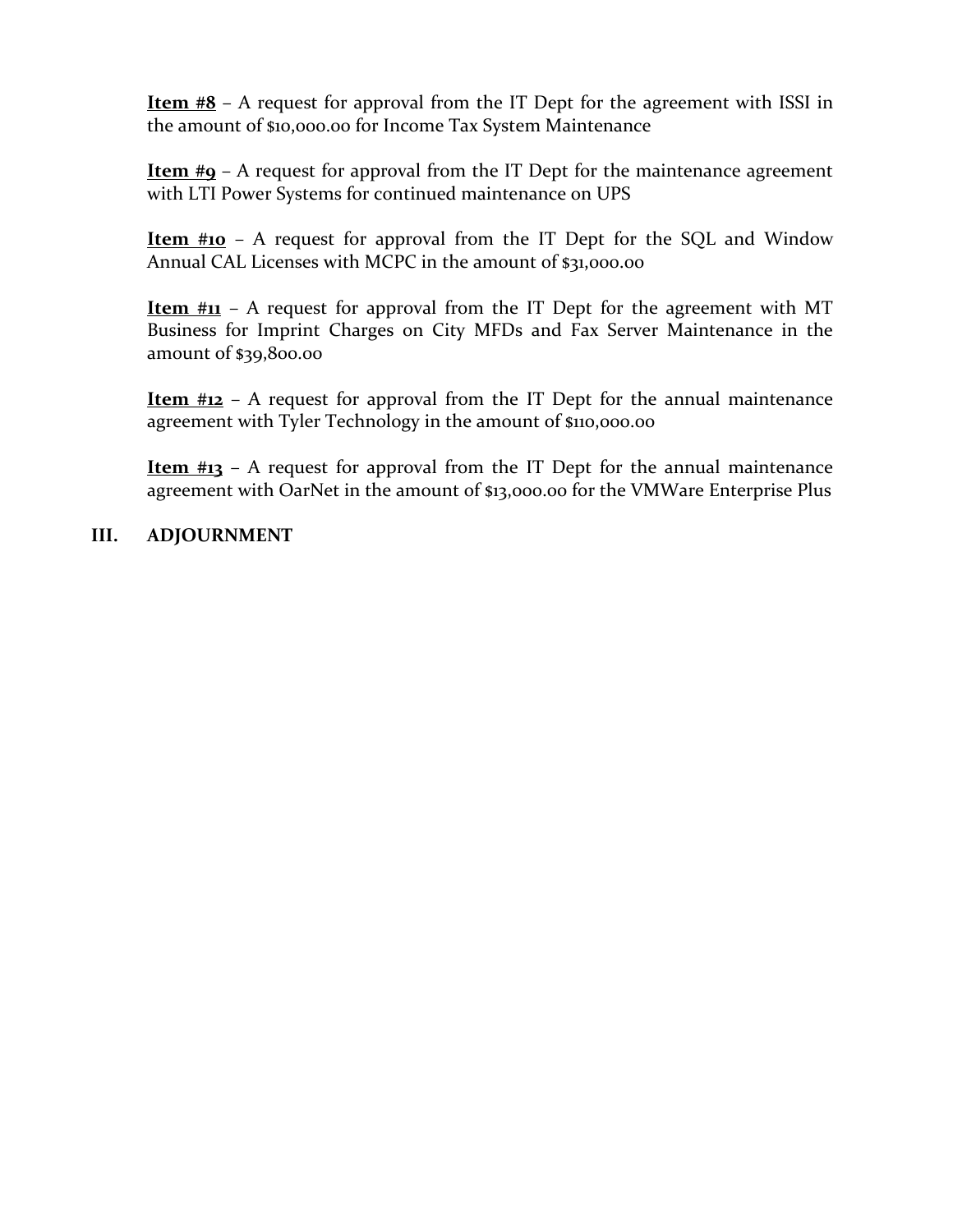**Item #8** – A request for approval from the IT Dept for the agreement with ISSI in the amount of $10,000.00 for Income Tax System Maintenance

**Item #9** – A request for approval from the IT Dept for the maintenance agreement with LTI Power Systems for continued maintenance on UPS

**Item #10** – A request for approval from the IT Dept for the SQL and Window Annual CAL Licenses with MCPC in the amount of $31,000.00

**Item #11** – A request for approval from the IT Dept for the agreement with MT Business for Imprint Charges on City MFDs and Fax Server Maintenance in the amount of $39,800.00

**Item #12** – A request for approval from the IT Dept for the annual maintenance agreement with Tyler Technology in the amount of $110,000.00

**Item #13** – A request for approval from the IT Dept for the annual maintenance agreement with OarNet in the amount of $13,000.00 for the VMWare Enterprise Plus

## III. ADJOURNMENT